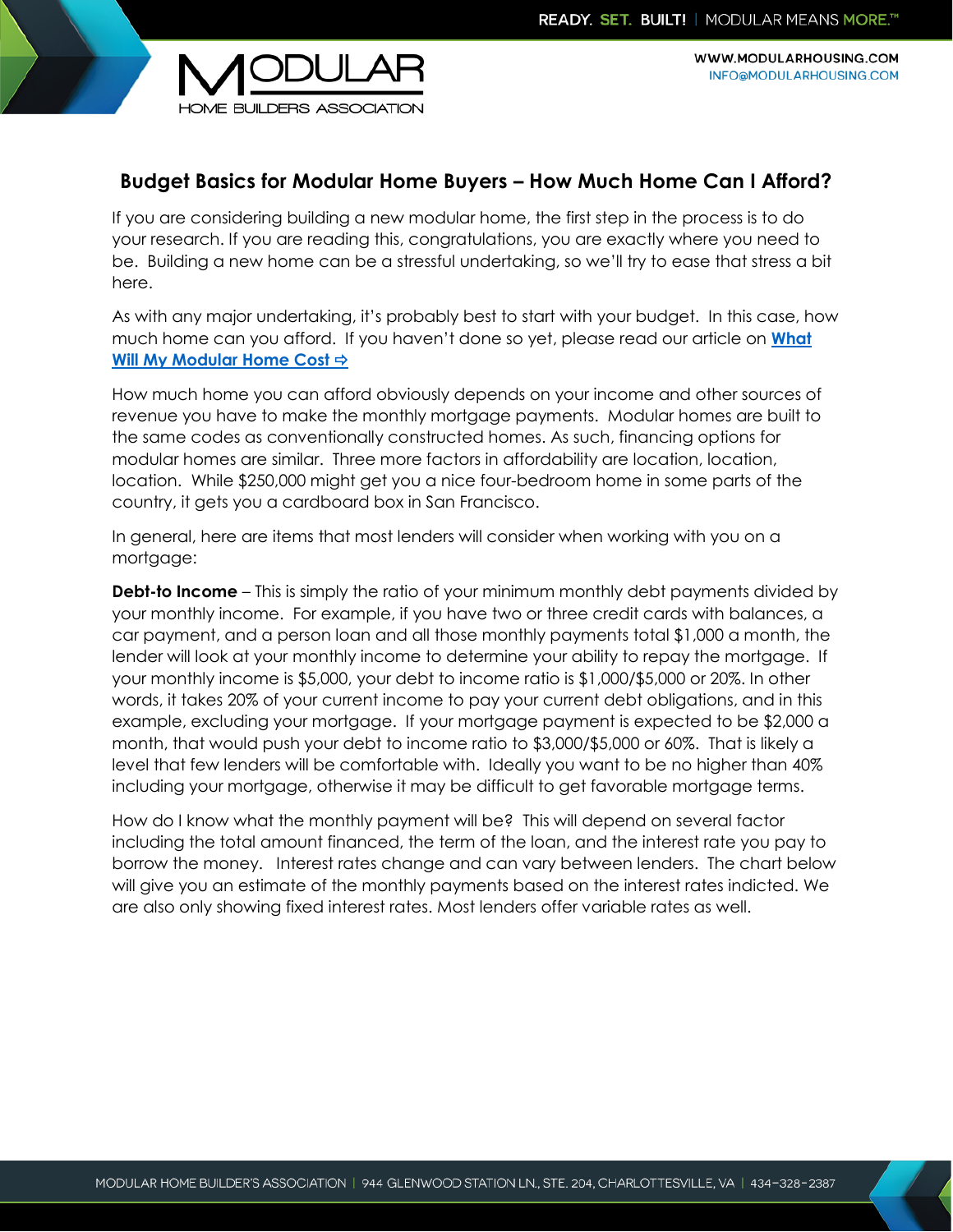## Budget Basics for Modular Home Buyers – How Much Home Can I Afford?

If you are considering building a new modular home, the first step in the process is to do your research. If you are reading this, congratulations, you are exactly where you need to be. Building a new home can be a stressful undertaking, so we'll try to ease that stress a bit here.

As with any major undertaking, it's probably best to start with your budget. In this case, how much home can you afford. If you haven't done so yet, please read our article on **What Will My Modular Home Cost ⇨**

How much home you can afford obviously depends on your income and other sources of revenue you have to make the monthly mortgage payments. Modular homes are built to the same codes as conventionally constructed homes. As such, financing options for modular homes are similar. Three more factors in affordability are location, location, location. While $250,000 might get you a nice four-bedroom home in some parts of the country, it gets you a cardboard box in San Francisco.

In general, here are items that most lenders will consider when working with you on a mortgage:

**Debt-to Income** – This is simply the ratio of your minimum monthly debt payments divided by your monthly income. For example, if you have two or three credit cards with balances, a car payment, and a person loan and all those monthly payments total $1,000 a month, the lender will look at your monthly income to determine your ability to repay the mortgage. If your monthly income is $5,000, your debt to income ratio is $1,000/$5,000 or 20%. In other words, it takes 20% of your current income to pay your current debt obligations, and in this example, excluding your mortgage. If your mortgage payment is expected to be $2,000 a month, that would push your debt to income ratio to $3,000/$5,000 or 60%. That is likely a level that few lenders will be comfortable with. Ideally you want to be no higher than 40% including your mortgage, otherwise it may be difficult to get favorable mortgage terms.

How do I know what the monthly payment will be? This will depend on several factor including the total amount financed, the term of the loan, and the interest rate you pay to borrow the money. Interest rates change and can vary between lenders. The chart below will give you an estimate of the monthly payments based on the interest rates indicted. We are also only showing fixed interest rates. Most lenders offer variable rates as well.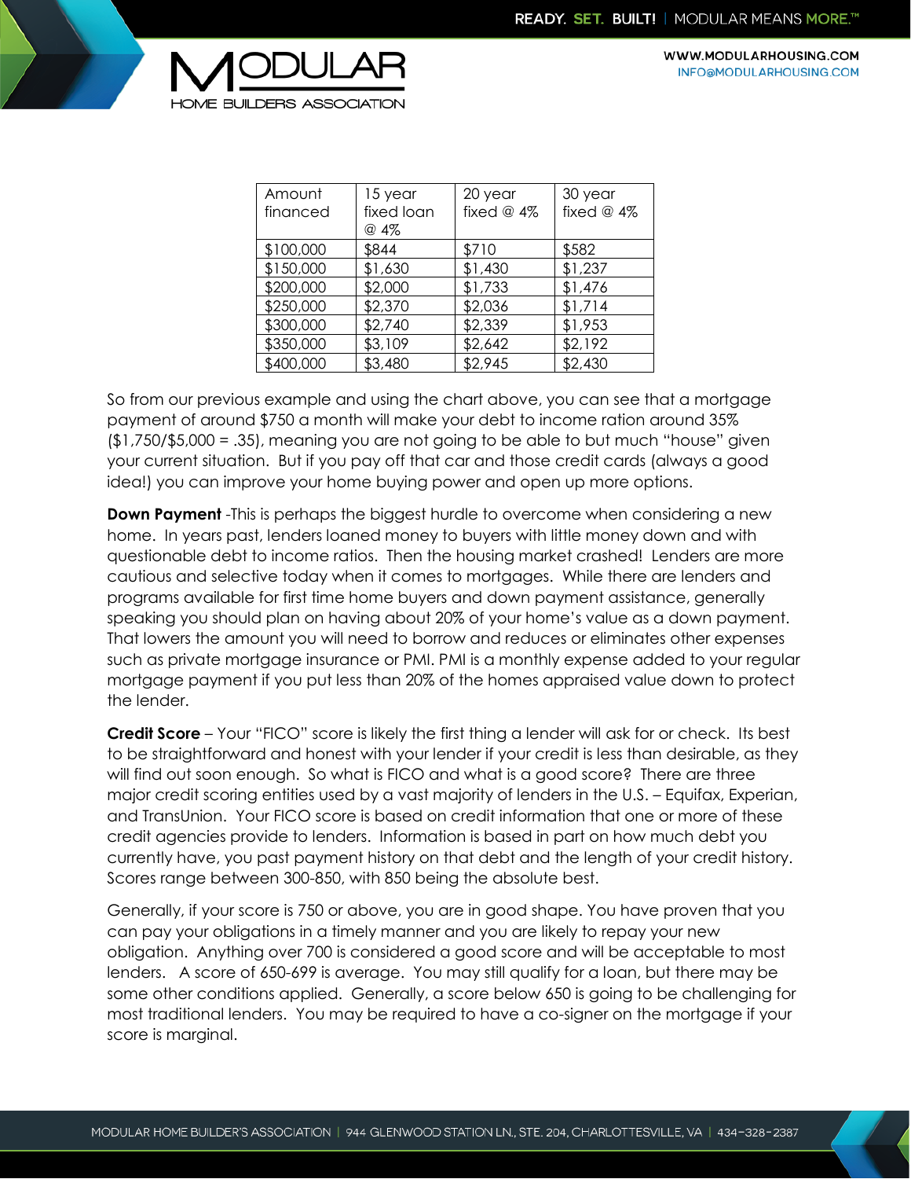| Amount financed | 15 year fixed loan @ 4% | 20 year fixed @ 4% | 30 year fixed @ 4% |
|---|---|---|---|
| $100,000 | $844 | $710 | $582 |
| $150,000 | $1,630 | $1,430 | $1,237 |
| $200,000 | $2,000 | $1,733 | $1,476 |
| $250,000 | $2,370 | $2,036 | $1,714 |
| $300,000 | $2,740 | $2,339 | $1,953 |
| $350,000 | $3,109 | $2,642 | $2,192 |
| $400,000 | $3,480 | $2,945 | $2,430 |

So from our previous example and using the chart above, you can see that a mortgage payment of around $750 a month will make your debt to income ration around 35% ($1,750/$5,000 = .35), meaning you are not going to be able to but much "house" given your current situation. But if you pay off that car and those credit cards (always a good idea!) you can improve your home buying power and open up more options.

**Down Payment** -This is perhaps the biggest hurdle to overcome when considering a new home. In years past, lenders loaned money to buyers with little money down and with questionable debt to income ratios. Then the housing market crashed! Lenders are more cautious and selective today when it comes to mortgages. While there are lenders and programs available for first time home buyers and down payment assistance, generally speaking you should plan on having about 20% of your home's value as a down payment. That lowers the amount you will need to borrow and reduces or eliminates other expenses such as private mortgage insurance or PMI. PMI is a monthly expense added to your regular mortgage payment if you put less than 20% of the homes appraised value down to protect the lender.

**Credit Score** – Your "FICO" score is likely the first thing a lender will ask for or check. Its best to be straightforward and honest with your lender if your credit is less than desirable, as they will find out soon enough. So what is FICO and what is a good score? There are three major credit scoring entities used by a vast majority of lenders in the U.S. – Equifax, Experian, and TransUnion. Your FICO score is based on credit information that one or more of these credit agencies provide to lenders. Information is based in part on how much debt you currently have, you past payment history on that debt and the length of your credit history. Scores range between 300-850, with 850 being the absolute best.

Generally, if your score is 750 or above, you are in good shape. You have proven that you can pay your obligations in a timely manner and you are likely to repay your new obligation. Anything over 700 is considered a good score and will be acceptable to most lenders. A score of 650-699 is average. You may still qualify for a loan, but there may be some other conditions applied. Generally, a score below 650 is going to be challenging for most traditional lenders. You may be required to have a co-signer on the mortgage if your score is marginal.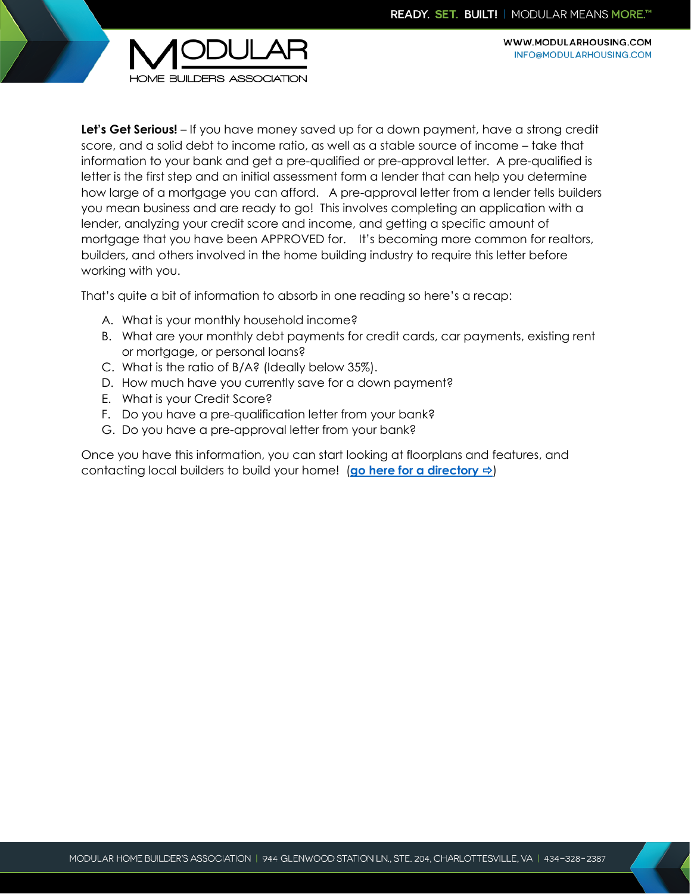**Let's Get Serious!** – If you have money saved up for a down payment, have a strong credit score, and a solid debt to income ratio, as well as a stable source of income – take that information to your bank and get a pre-qualified or pre-approval letter. A pre-qualified is letter is the first step and an initial assessment form a lender that can help you determine how large of a mortgage you can afford. A pre-approval letter from a lender tells builders you mean business and are ready to go! This involves completing an application with a lender, analyzing your credit score and income, and getting a specific amount of mortgage that you have been APPROVED for. It's becoming more common for realtors, builders, and others involved in the home building industry to require this letter before working with you.

That's quite a bit of information to absorb in one reading so here's a recap:

A. What is your monthly household income?
B. What are your monthly debt payments for credit cards, car payments, existing rent or mortgage, or personal loans?
C. What is the ratio of B/A? (Ideally below 35%).
D. How much have you currently save for a down payment?
E. What is your Credit Score?
F. Do you have a pre-qualification letter from your bank?
G. Do you have a pre-approval letter from your bank?

Once you have this information, you can start looking at floorplans and features, and contacting local builders to build your home! (**go here for a directory ⇨**)